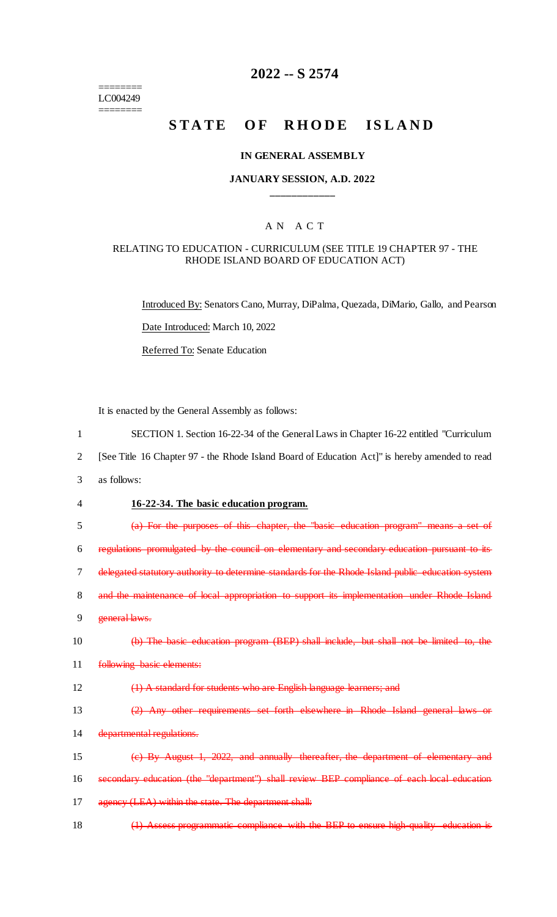========
LC004249
========

# 2022 -- S 2574

# STATE OF RHODE ISLAND

### IN GENERAL ASSEMBLY

### JANUARY SESSION, A.D. 2022

____________

## A N A C T

RELATING TO EDUCATION - CURRICULUM (SEE TITLE 19 CHAPTER 97 - THE RHODE ISLAND BOARD OF EDUCATION ACT)

Introduced By: Senators Cano, Murray, DiPalma, Quezada, DiMario, Gallo, and Pearson

Date Introduced: March 10, 2022

Referred To: Senate Education

It is enacted by the General Assembly as follows:

1 SECTION 1. Section 16-22-34 of the General Laws in Chapter 16-22 entitled "Curriculum
2 [See Title 16 Chapter 97 - the Rhode Island Board of Education Act]" is hereby amended to read
3 as follows:

4 **16-22-34. The basic education program.**

5 ~~(a) For the purposes of this chapter, the "basic education program" means a set of~~
6 ~~regulations promulgated by the council on elementary and secondary education pursuant to its~~
7 ~~delegated statutory authority to determine standards for the Rhode Island public education system~~
8 ~~and the maintenance of local appropriation to support its implementation under Rhode Island~~
9 ~~general laws.~~

10 ~~(b) The basic education program (BEP) shall include, but shall not be limited to, the~~
11 ~~following basic elements:~~

12 ~~(1) A standard for students who are English language learners; and~~

13 ~~(2) Any other requirements set forth elsewhere in Rhode Island general laws or~~
14 ~~departmental regulations.~~

15 ~~(c) By August 1, 2022, and annually thereafter, the department of elementary and~~
16 ~~secondary education (the "department") shall review BEP compliance of each local education~~
17 ~~agency (LEA) within the state. The department shall:~~

18 ~~(1) Assess programmatic compliance with the BEP to ensure high-quality education is~~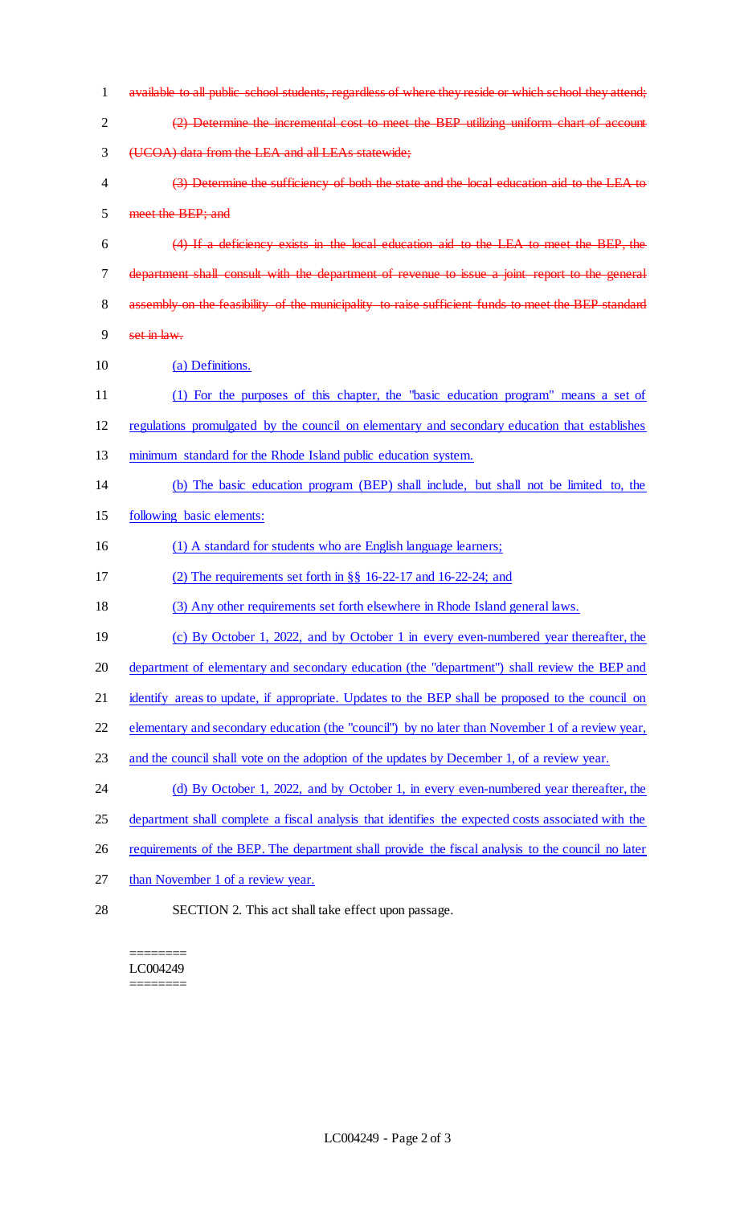~~available to all public school students, regardless of where they reside or which school they attend;~~

~~(2) Determine the incremental cost to meet the BEP utilizing uniform chart of account (UCOA) data from the LEA and all LEAs statewide;~~

~~(3) Determine the sufficiency of both the state and the local education aid to the LEA to meet the BEP; and~~

~~(4) If a deficiency exists in the local education aid to the LEA to meet the BEP, the department shall consult with the department of revenue to issue a joint report to the general assembly on the feasibility of the municipality to raise sufficient funds to meet the BEP standard set in law.~~

<u>(a) Definitions.</u>

<u>(1) For the purposes of this chapter, the "basic education program" means a set of regulations promulgated by the council on elementary and secondary education that establishes minimum standard for the Rhode Island public education system.</u>

<u>(b) The basic education program (BEP) shall include, but shall not be limited to, the following basic elements:</u>

<u>(1) A standard for students who are English language learners;</u>

<u>(2) The requirements set forth in §§ 16-22-17 and 16-22-24; and</u>

<u>(3) Any other requirements set forth elsewhere in Rhode Island general laws.</u>

<u>(c) By October 1, 2022, and by October 1 in every even-numbered year thereafter, the department of elementary and secondary education (the "department") shall review the BEP and identify areas to update, if appropriate. Updates to the BEP shall be proposed to the council on elementary and secondary education (the "council") by no later than November 1 of a review year, and the council shall vote on the adoption of the updates by December 1, of a review year.</u>

<u>(d) By October 1, 2022, and by October 1, in every even-numbered year thereafter, the department shall complete a fiscal analysis that identifies the expected costs associated with the requirements of the BEP. The department shall provide the fiscal analysis to the council no later than November 1 of a review year.</u>

SECTION 2. This act shall take effect upon passage.

========
LC004249
========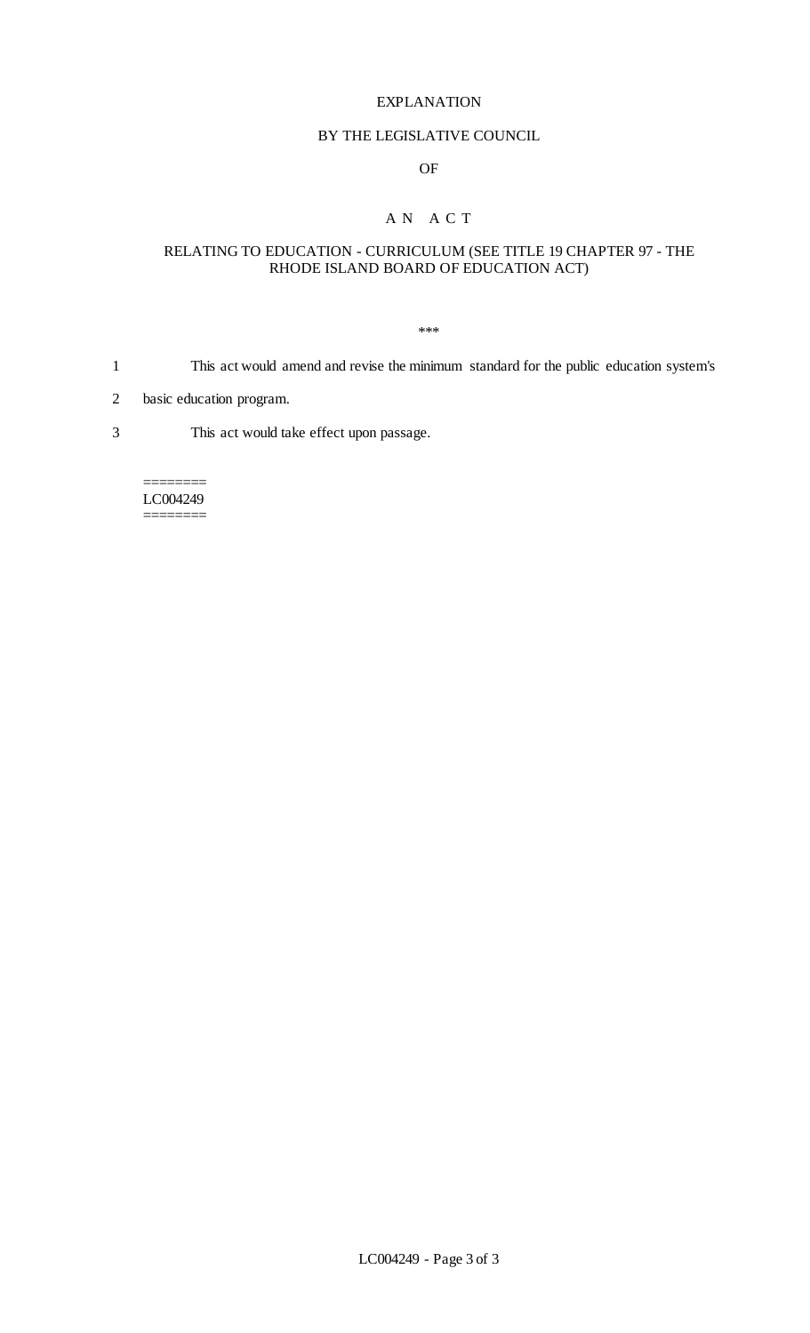EXPLANATION

BY THE LEGISLATIVE COUNCIL

OF

A N A C T

RELATING TO EDUCATION - CURRICULUM (SEE TITLE 19 CHAPTER 97 - THE RHODE ISLAND BOARD OF EDUCATION ACT)

***

1 This act would amend and revise the minimum standard for the public education system's
2 basic education program.
3 This act would take effect upon passage.

========
LC004249
========